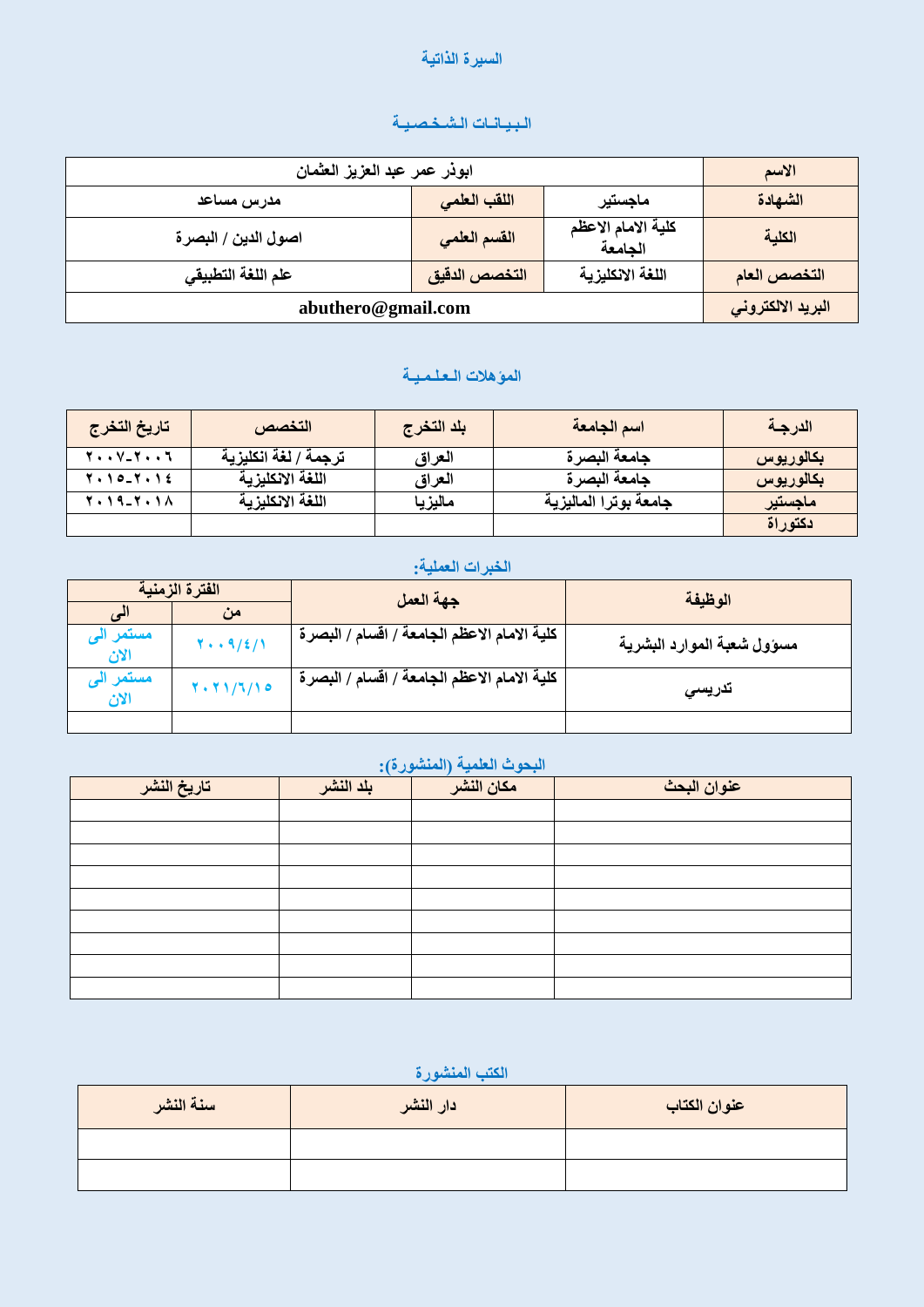## السيرة الذاتية

### البيـانـات الـشـخـصيـة

| الاسم | ابوذر عمر عبد العزيز العثمان | | |
|---|---|---|---|
| الشهادة | ماجستير | اللقب العلمي | مدرس مساعد |
| الكلية | كلية الامام الاعظم الجامعة | القسم العلمي | اصول الدين / البصرة |
| التخصص العام | اللغة الانكليزية | التخصص الدقيق | علم اللغة التطبيقي |
| البريد الالكتروني | abuthero@gmail.com | | |

### المؤهلات الـعلـميـة

| الدرجـة | اسم الجامعة | بلد التخرج | التخصص | تاريخ التخرج |
|---|---|---|---|---|
| بكالوريوس | جامعة البصرة | العراق | ترجمة / لغة انكليزية | ٢٠٠٦-٢٠٠٧ |
| بكالوريوس | جامعة البصرة | العراق | اللغة الانكليزية | ٢٠١٤-٢٠١٥ |
| ماجستير | جامعة بوترا الماليزية | ماليزيا | اللغة الانكليزية | ٢٠١٨-٢٠١٩ |
| دكتوراة | | | | |

### الخبرات العملية:

| الوظيفة | جهة العمل | الفترة الزمنية | |
|---|---|---|---|
| | | من | الى |
| مسؤول شعبة الموارد البشرية | كلية الامام الاعظم الجامعة / اقسام / البصرة | ٢٠٠٩/٤/١ | مستمر الى الان |
| تدريسي | كلية الامام الاعظم الجامعة / اقسام / البصرة | ٢٠٢١/٦/١٥ | مستمر الى الان |
| | | | |

### البحوث العلمية (المنشورة):

| عنوان البحث | مكان النشر | بلد النشر | تاريخ النشر |
|---|---|---|---|
| | | | |
| | | | |
| | | | |
| | | | |
| | | | |
| | | | |
| | | | |
| | | | |
| | | | |

### الكتب المنشورة

| عنوان الكتاب | دار النشر | سنة النشر |
|---|---|---|
| | | |
| | | |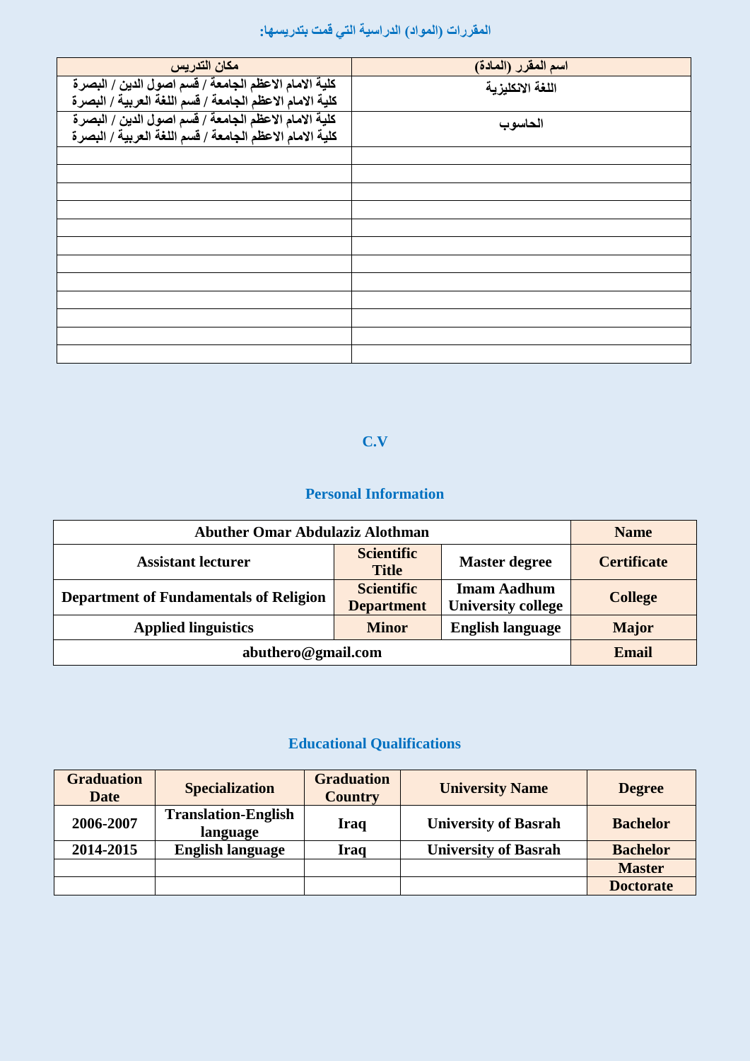**المقررات (المواد) الدراسية التي قمت بتدريسها:**

| مكان التدريس | اسم المقرر (المادة) |
|---|---|
| كلية الامام الاعظم الجامعة / قسم اصول الدين / البصرة<br>كلية الامام الاعظم الجامعة / قسم اللغة العربية / البصرة | اللغة الانكليزية |
| كلية الامام الاعظم الجامعة / قسم اصول الدين / البصرة<br>كلية الامام الاعظم الجامعة / قسم اللغة العربية / البصرة | الحاسوب |
| | |
| | |
| | |
| | |
| | |
| | |
| | |
| | |
| | |
| | |
| | |
| | |

## C.V

### Personal Information

| Abuther Omar Abdulaziz Alothman | | | Name |
|---|---|---|---|
| Assistant lecturer | Scientific Title | Master degree | Certificate |
| Department of Fundamentals of Religion | Scientific Department | Imam Aadhum University college | College |
| Applied linguistics | Minor | English language | Major |
| abuthero@gmail.com | | | Email |

### Educational Qualifications

| Graduation Date | Specialization | Graduation Country | University Name | Degree |
|---|---|---|---|---|
| 2006-2007 | Translation-English language | Iraq | University of Basrah | Bachelor |
| 2014-2015 | English language | Iraq | University of Basrah | Bachelor |
| | | | | Master |
| | | | | Doctorate |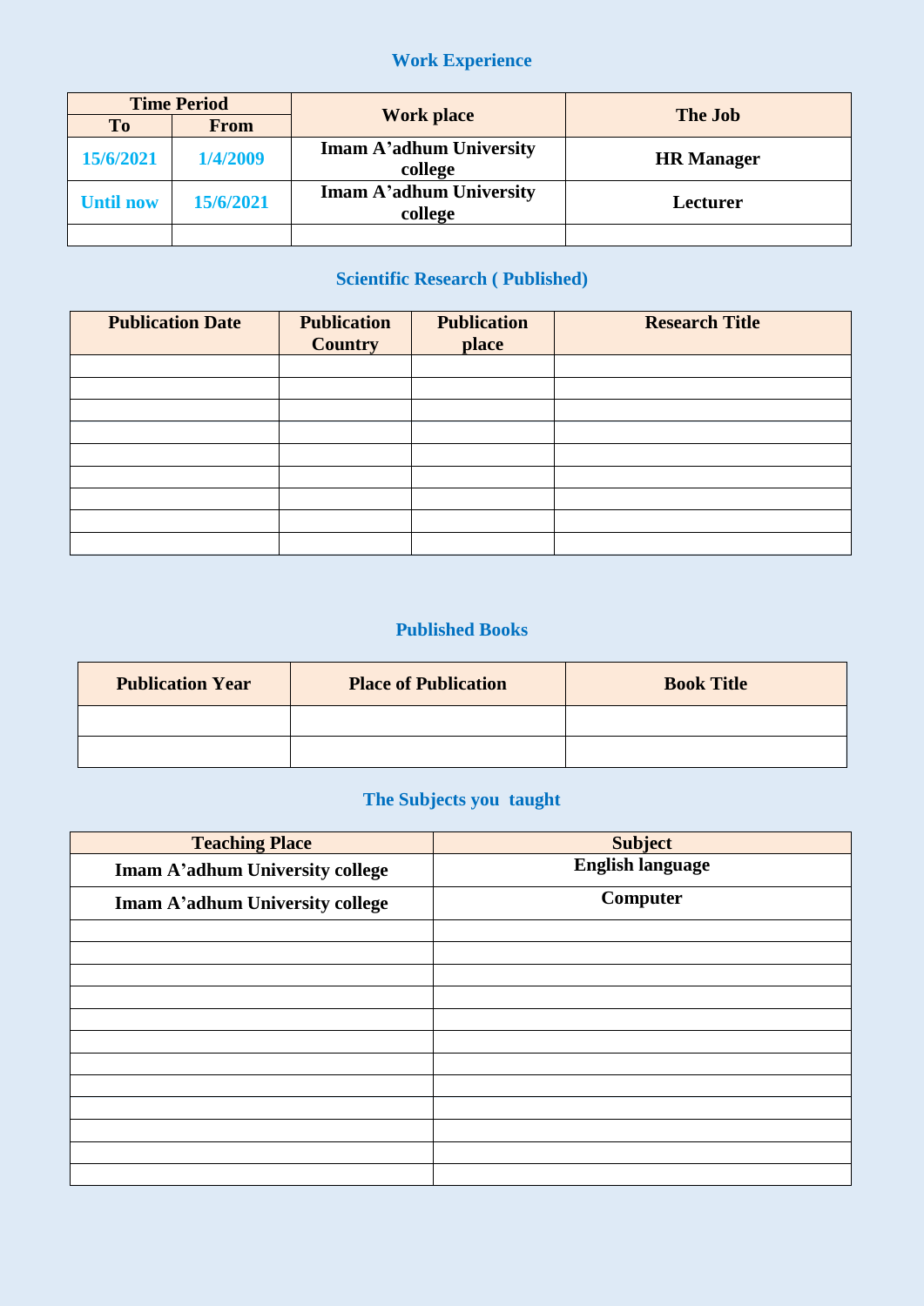## Work Experience

| Time Period | | Work place | The Job |
|---|---|---|---|
| To | From | | |
| 15/6/2021 | 1/4/2009 | Imam A'adhum University college | HR Manager |
| Until now | 15/6/2021 | Imam A'adhum University college | Lecturer |
| | | | |

## Scientific Research ( Published)

| Publication Date | Publication Country | Publication place | Research Title |
|---|---|---|---|
| | | | |
| | | | |
| | | | |
| | | | |
| | | | |
| | | | |
| | | | |
| | | | |
| | | | |

## Published Books

| Publication Year | Place of Publication | Book Title |
|---|---|---|
| | | |
| | | |

## The Subjects you taught

| Teaching Place | Subject |
|---|---|
| Imam A'adhum University college | English language |
| Imam A'adhum University college | Computer |
| | |
| | |
| | |
| | |
| | |
| | |
| | |
| | |
| | |
| | |
| | |
| | |